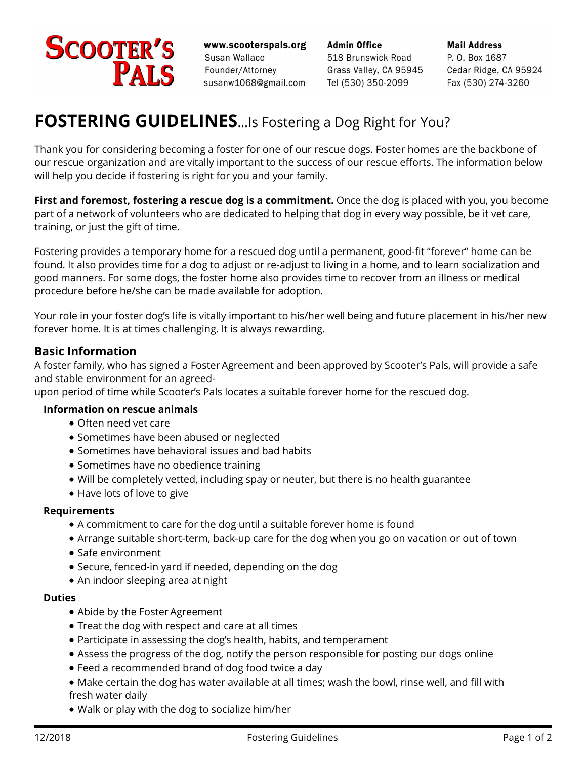**SCOOTER'S PALS**

**www.scooterspals.org**
Susan Wallace
Founder/Attorney
susanw1068@gmail.com

**Admin Office**
518 Brunswick Road
Grass Valley, CA 95945
Tel (530) 350-2099

**Mail Address**
P. O. Box 1687
Cedar Ridge, CA 95924
Fax (530) 274-3260

# FOSTERING GUIDELINES…Is Fostering a Dog Right for You?

Thank you for considering becoming a foster for one of our rescue dogs. Foster homes are the backbone of our rescue organization and are vitally important to the success of our rescue efforts. The information below will help you decide if fostering is right for you and your family.

**First and foremost, fostering a rescue dog is a commitment.** Once the dog is placed with you, you become part of a network of volunteers who are dedicated to helping that dog in every way possible, be it vet care, training, or just the gift of time.

Fostering provides a temporary home for a rescued dog until a permanent, good-fit "forever" home can be found. It also provides time for a dog to adjust or re-adjust to living in a home, and to learn socialization and good manners. For some dogs, the foster home also provides time to recover from an illness or medical procedure before he/she can be made available for adoption.

Your role in your foster dog's life is vitally important to his/her well being and future placement in his/her new forever home. It is at times challenging. It is always rewarding.

## Basic Information

A foster family, who has signed a Foster Agreement and been approved by Scooter's Pals, will provide a safe and stable environment for an agreed-upon period of time while Scooter's Pals locates a suitable forever home for the rescued dog.

### Information on rescue animals

- Often need vet care
- Sometimes have been abused or neglected
- Sometimes have behavioral issues and bad habits
- Sometimes have no obedience training
- Will be completely vetted, including spay or neuter, but there is no health guarantee
- Have lots of love to give

### Requirements

- A commitment to care for the dog until a suitable forever home is found
- Arrange suitable short-term, back-up care for the dog when you go on vacation or out of town
- Safe environment
- Secure, fenced-in yard if needed, depending on the dog
- An indoor sleeping area at night

### Duties

- Abide by the Foster Agreement
- Treat the dog with respect and care at all times
- Participate in assessing the dog's health, habits, and temperament
- Assess the progress of the dog, notify the person responsible for posting our dogs online
- Feed a recommended brand of dog food twice a day
- Make certain the dog has water available at all times; wash the bowl, rinse well, and fill with fresh water daily
- Walk or play with the dog to socialize him/her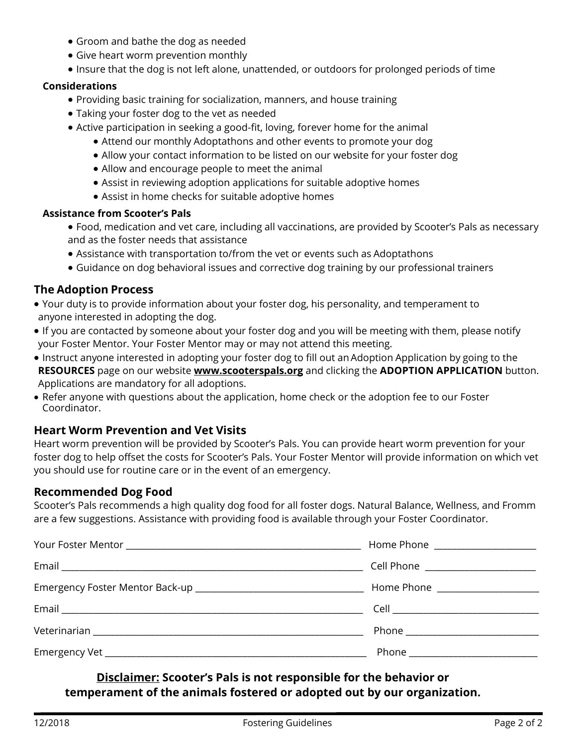- Groom and bathe the dog as needed
- Give heart worm prevention monthly
- Insure that the dog is not left alone, unattended, or outdoors for prolonged periods of time

**Considerations**

- Providing basic training for socialization, manners, and house training
- Taking your foster dog to the vet as needed
- Active participation in seeking a good-fit, loving, forever home for the animal
    - Attend our monthly Adoptathons and other events to promote your dog
    - Allow your contact information to be listed on our website for your foster dog
    - Allow and encourage people to meet the animal
    - Assist in reviewing adoption applications for suitable adoptive homes
    - Assist in home checks for suitable adoptive homes

**Assistance from Scooter's Pals**

- Food, medication and vet care, including all vaccinations, are provided by Scooter's Pals as necessary and as the foster needs that assistance
- Assistance with transportation to/from the vet or events such as Adoptathons
- Guidance on dog behavioral issues and corrective dog training by our professional trainers

## The Adoption Process

- Your duty is to provide information about your foster dog, his personality, and temperament to anyone interested in adopting the dog.
- If you are contacted by someone about your foster dog and you will be meeting with them, please notify your Foster Mentor. Your Foster Mentor may or may not attend this meeting.
- Instruct anyone interested in adopting your foster dog to fill out an Adoption Application by going to the **RESOURCES** page on our website **www.scooterspals.org** and clicking the **ADOPTION APPLICATION** button. Applications are mandatory for all adoptions.
- Refer anyone with questions about the application, home check or the adoption fee to our Foster Coordinator.

## Heart Worm Prevention and Vet Visits

Heart worm prevention will be provided by Scooter's Pals. You can provide heart worm prevention for your foster dog to help offset the costs for Scooter's Pals. Your Foster Mentor will provide information on which vet you should use for routine care or in the event of an emergency.

## Recommended Dog Food

Scooter's Pals recommends a high quality dog food for all foster dogs. Natural Balance, Wellness, and Fromm are a few suggestions. Assistance with providing food is available through your Foster Coordinator.

Your Foster Mentor ______________________________ Home Phone ______________

Email ______________________________ Cell Phone ______________

Emergency Foster Mentor Back-up ______________________________ Home Phone ______________

Email ______________________________ Cell ______________

Veterinarian ______________________________ Phone ______________

Emergency Vet ______________________________ Phone ______________

**Disclaimer: Scooter's Pals is not responsible for the behavior or temperament of the animals fostered or adopted out by our organization.**